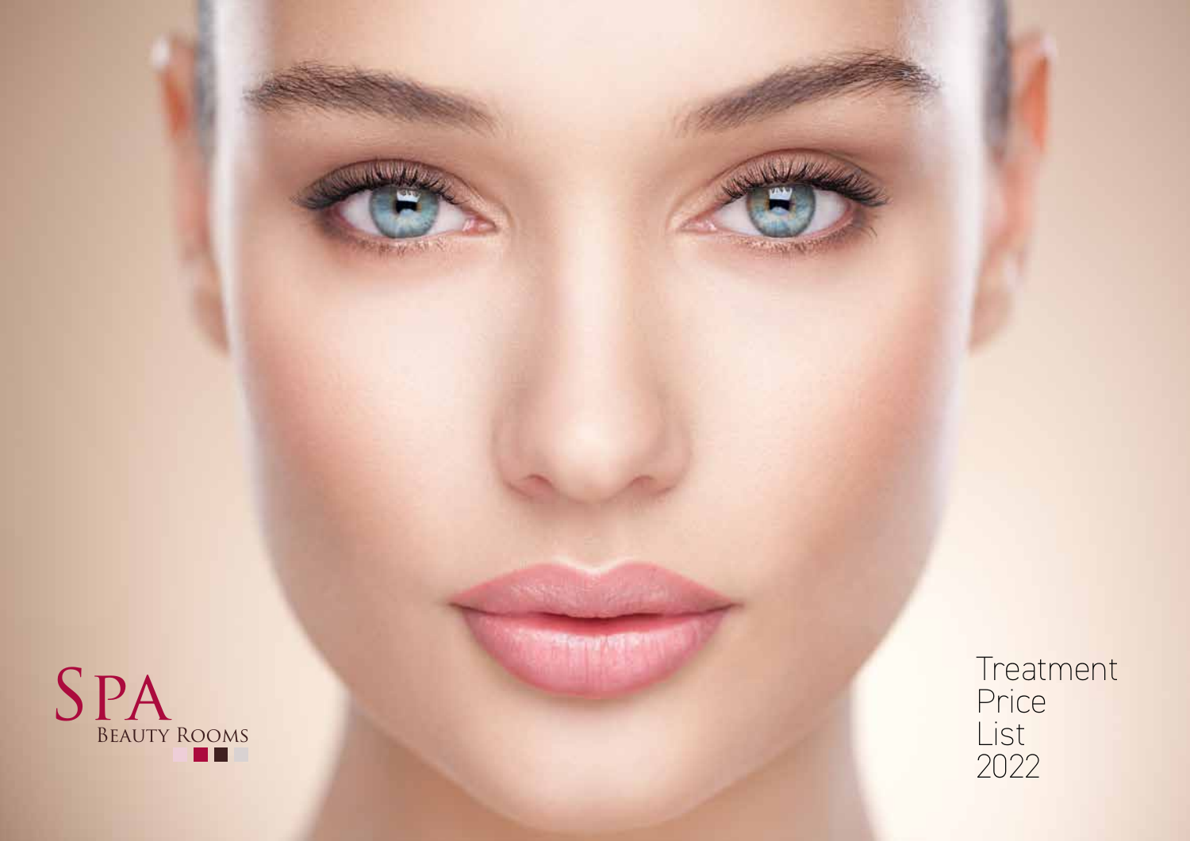SPA
BEAUTY ROOMS

# Treatment Price List 2022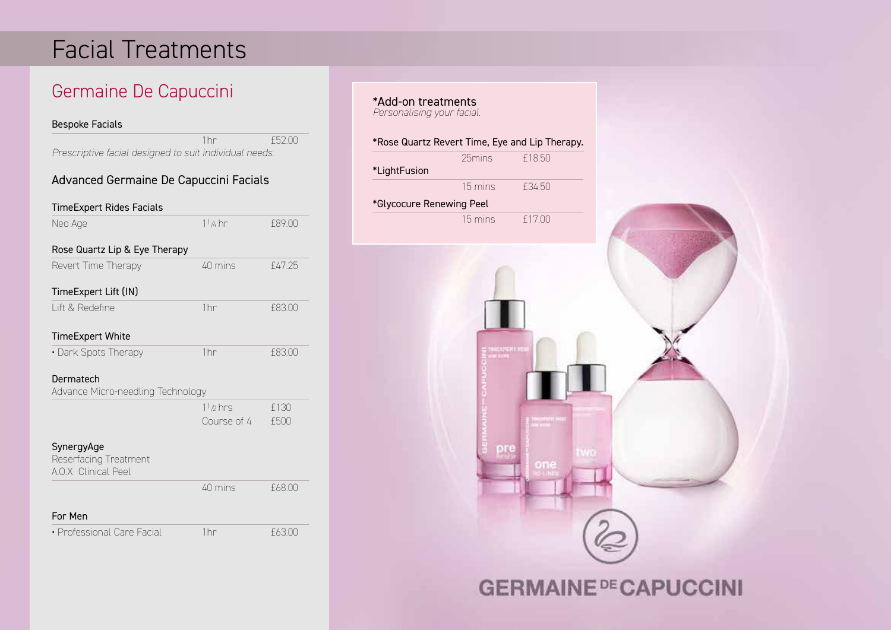# Facial Treatments

## Germaine De Capuccini

### Bespoke Facials

| | 1hr | £52.00 |
|---|---|---|

*Prescriptive facial designed to suit individual needs.*

### Advanced Germaine De Capuccini Facials

**TimeExpert Rides Facials**

| Neo Age | $1^1/_4$ hr | £89.00 |
|---|---|---|

**Rose Quartz Lip & Eye Therapy**

| Revert Time Therapy | 40 mins | £47.25 |
|---|---|---|

**TimeExpert Lift (IN)**

| Lift & Redefine | 1hr | £83.00 |
|---|---|---|

**TimeExpert White**

| • Dark Spots Therapy | 1hr | £83.00 |
|---|---|---|

**Dermatech**

Advance Micro-needling Technology

| | $1^1/_2$ hrs | £130 |
|---|---|---|
| | Course of 4 | £500 |

**SynergyAge**

Reserfacing Treatment

A.O.X Clinical Peel

| | 40 mins | £68.00 |
|---|---|---|

**For Men**

| • Professional Care Facial | 1hr | £63.00 |
|---|---|---|

### *Add-on treatments

*Personalising your facial.*

**\*Rose Quartz Revert Time, Eye and Lip Therapy.**

| | 25mins | £18.50 |
|---|---|---|

**\*LightFusion**

| | 15 mins | £34.50 |
|---|---|---|

**\*Glycocure Renewing Peel**

| | 15 mins | £17.00 |
|---|---|---|

GERMAINE DE CAPUCCINI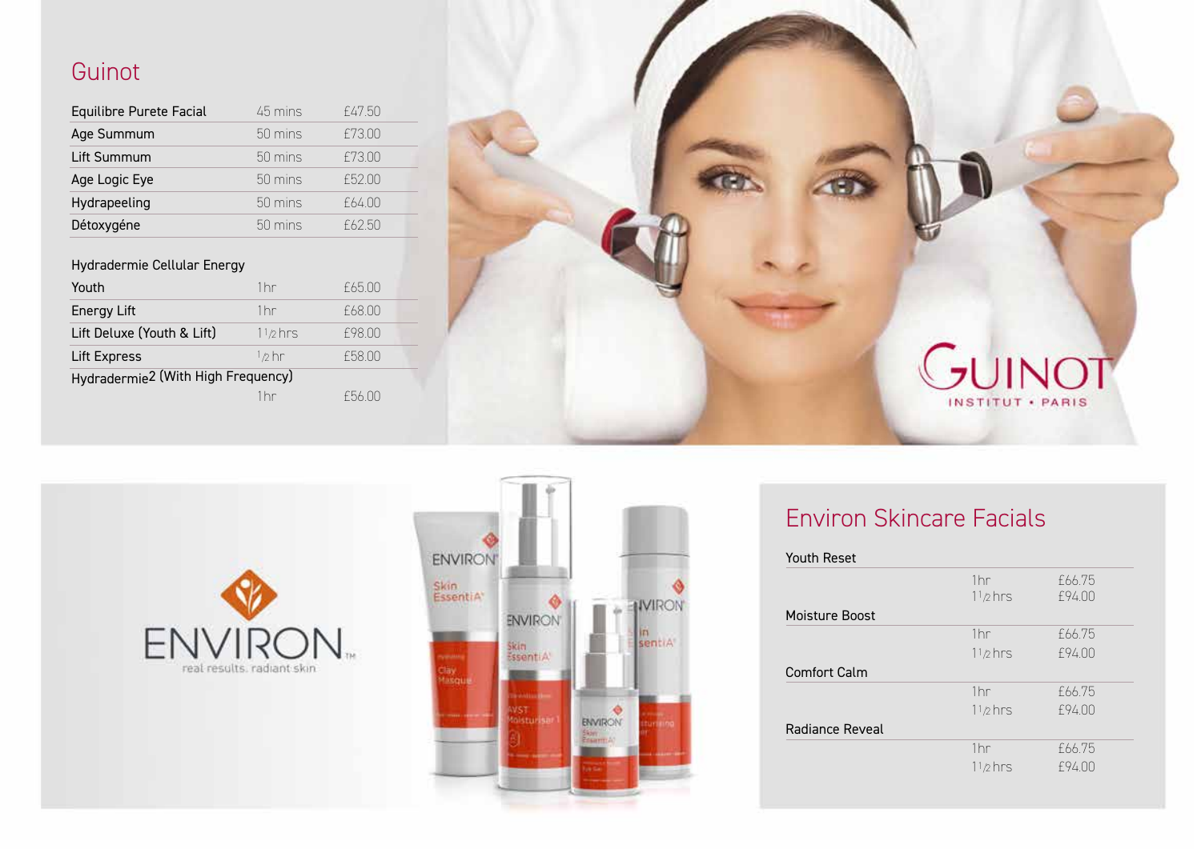## Guinot

| | | |
|---|---|---|
| Equilibre Purete Facial | 45 mins | £47.50 |
| Age Summum | 50 mins | £73.00 |
| Lift Summum | 50 mins | £73.00 |
| Age Logic Eye | 50 mins | £52.00 |
| Hydrapeeling | 50 mins | £64.00 |
| Détoxygéne | 50 mins | £62.50 |

**Hydradermie Cellular Energy**

| | | |
|---|---|---|
| Youth | 1hr | £65.00 |
| Energy Lift | 1hr | £68.00 |
| Lift Deluxe (Youth & Lift) | 1½ hrs | £98.00 |
| Lift Express | ½ hr | £58.00 |
| Hydradermie2 (With High Frequency) | 1hr | £56.00 |

GUINOT INSTITUT • PARIS

ENVIRON real results. radiant skin

## Environ Skincare Facials

| | | |
|---|---|---|
| Youth Reset | 1hr | £66.75 |
| | 1½ hrs | £94.00 |
| Moisture Boost | 1hr | £66.75 |
| | 1½ hrs | £94.00 |
| Comfort Calm | 1hr | £66.75 |
| | 1½ hrs | £94.00 |
| Radiance Reveal | 1hr | £66.75 |
| | 1½ hrs | £94.00 |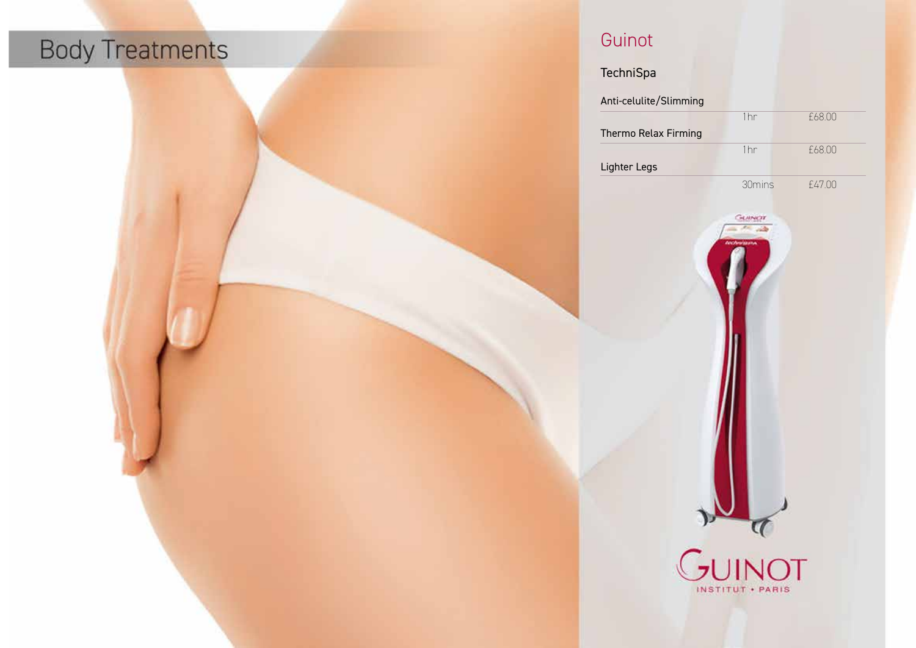# Body Treatments

## Guinot

### TechniSpa

| Treatment | Duration | Price |
| --- | --- | --- |
| Anti-celulite/Slimming | 1hr | £68.00 |
| Thermo Relax Firming | 1hr | £68.00 |
| Lighter Legs | 30mins | £47.00 |

GUINOT
INSTITUT • PARIS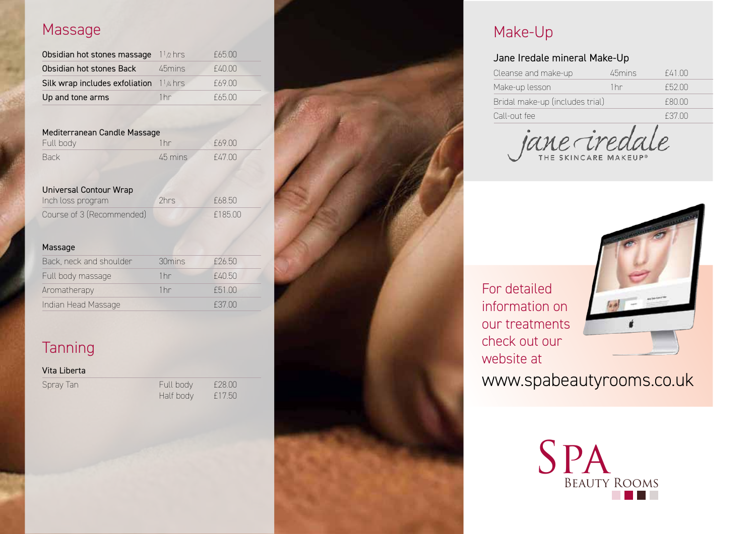## Massage

| Treatment | Duration | Price |
|---|---|---|
| Obsidian hot stones massage | $1\frac{1}{2}$ hrs | £65.00 |
| Obsidian hot stones Back | 45mins | £40.00 |
| Silk wrap includes exfoliation | $1\frac{1}{4}$ hrs | £69.00 |
| Up and tone arms | 1hr | £65.00 |

| Mediterranean Candle Massage | | |
|---|---|---|
| Full body | 1hr | £69.00 |
| Back | 45 mins | £47.00 |

| Universal Contour Wrap | | |
|---|---|---|
| Inch loss program | 2hrs | £68.50 |
| Course of 3 (Recommended) | | £185.00 |

| Massage | | |
|---|---|---|
| Back, neck and shoulder | 30mins | £26.50 |
| Full body massage | 1hr | £40.50 |
| Aromatherapy | 1hr | £51.00 |
| Indian Head Massage | | £37.00 |

## Tanning

| Vita Liberta | | |
|---|---|---|
| Spray Tan | Full body | £28.00 |
| | Half body | £17.50 |

## Make-Up

| Jane Iredale mineral Make-Up | | |
|---|---|---|
| Cleanse and make-up | 45mins | £41.00 |
| Make-up lesson | 1hr | £52.00 |
| Bridal make-up (includes trial) | | £80.00 |
| Call-out fee | | £37.00 |

jane iredale
THE SKINCARE MAKEUP®

For detailed information on our treatments check out our website at

www.spabeautyrooms.co.uk

SPA
BEAUTY ROOMS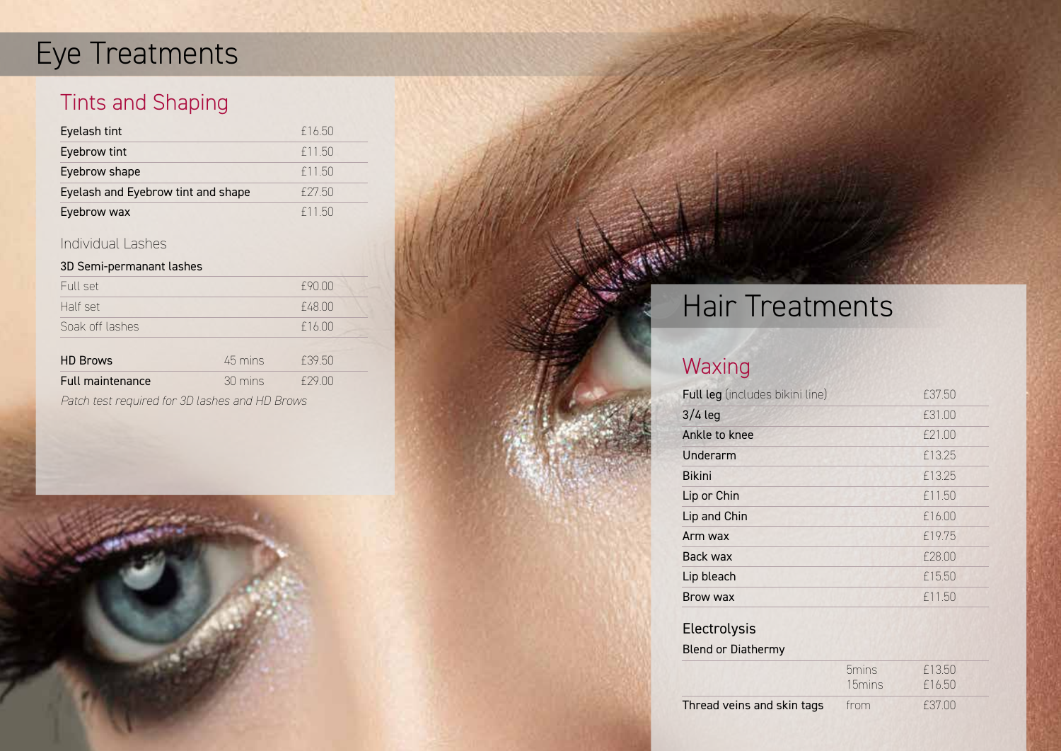# Eye Treatments

## Tints and Shaping

| Treatment | Price |
|---|---|
| Eyelash tint | £16.50 |
| Eyebrow tint | £11.50 |
| Eyebrow shape | £11.50 |
| Eyelash and Eyebrow tint and shape | £27.50 |
| Eyebrow wax | £11.50 |

### Individual Lashes

| 3D Semi-permanant lashes | Price |
|---|---|
| Full set | £90.00 |
| Half set | £48.00 |
| Soak off lashes | £16.00 |

| Treatment | Duration | Price |
|---|---|---|
| HD Brows | 45 mins | £39.50 |
| Full maintenance | 30 mins | £29.00 |

*Patch test required for 3D lashes and HD Brows*

# Hair Treatments

## Waxing

| Treatment | Price |
|---|---|
| Full leg (includes bikini line) | £37.50 |
| 3/4 leg | £31.00 |
| Ankle to knee | £21.00 |
| Underarm | £13.25 |
| Bikini | £13.25 |
| Lip or Chin | £11.50 |
| Lip and Chin | £16.00 |
| Arm wax | £19.75 |
| Back wax | £28.00 |
| Lip bleach | £15.50 |
| Brow wax | £11.50 |

### Electrolysis

| Blend or Diathermy | | |
|---|---|---|
| | 5mins | £13.50 |
| | 15mins | £16.50 |
| Thread veins and skin tags | from | £37.00 |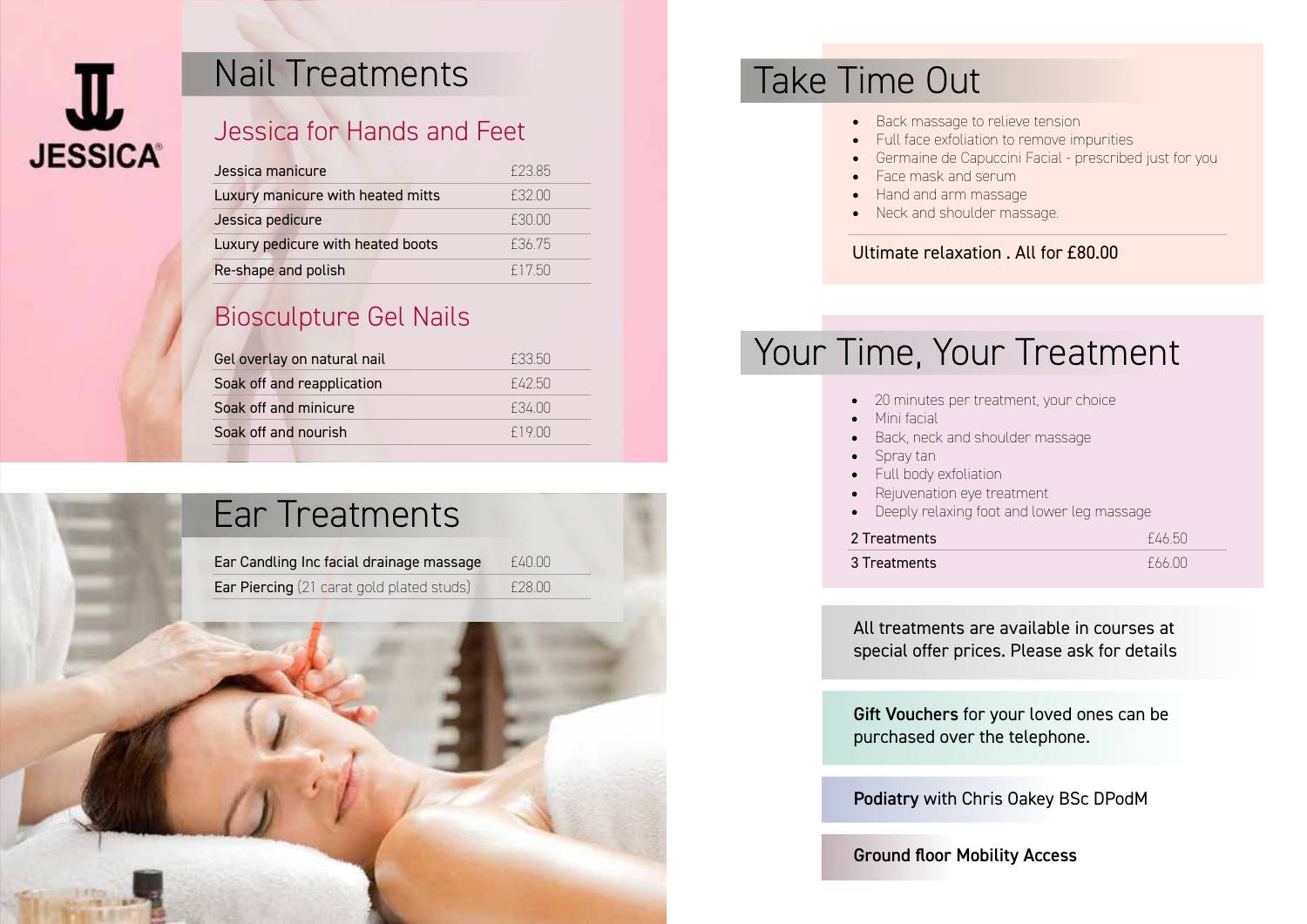JESSICA

# Nail Treatments

## Jessica for Hands and Feet

| Treatment | Price |
| --- | --- |
| Jessica manicure | £23.85 |
| Luxury manicure with heated mitts | £32.00 |
| Jessica pedicure | £30.00 |
| Luxury pedicure with heated boots | £36.75 |
| Re-shape and polish | £17.50 |

## Biosculpture Gel Nails

| Treatment | Price |
| --- | --- |
| Gel overlay on natural nail | £33.50 |
| Soak off and reapplication | £42.50 |
| Soak off and minicure | £34.00 |
| Soak off and nourish | £19.00 |

# Ear Treatments

| Treatment | Price |
| --- | --- |
| Ear Candling Inc facial drainage massage | £40.00 |
| Ear Piercing (21 carat gold plated studs) | £28.00 |

# Take Time Out

- Back massage to relieve tension
- Full face exfoliation to remove impurities
- Germaine de Capuccini Facial - prescribed just for you
- Face mask and serum
- Hand and arm massage
- Neck and shoulder massage.

Ultimate relaxation . All for £80.00

# Your Time, Your Treatment

- 20 minutes per treatment, your choice
- Mini facial
- Back, neck and shoulder massage
- Spray tan
- Full body exfoliation
- Rejuvenation eye treatment
- Deeply relaxing foot and lower leg massage

| Option | Price |
| --- | --- |
| 2 Treatments | £46.50 |
| 3 Treatments | £66.00 |

All treatments are available in courses at special offer prices. Please ask for details

**Gift Vouchers** for your loved ones can be purchased over the telephone.

**Podiatry** with Chris Oakey BSc DPodM

**Ground floor Mobility Access**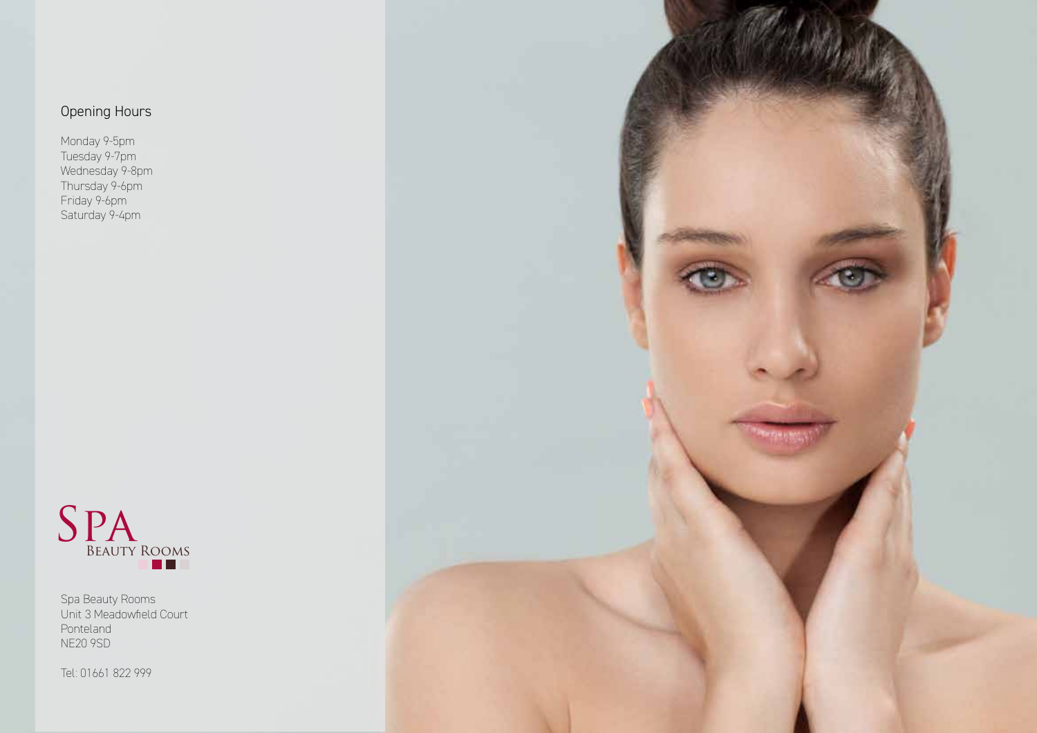## Opening Hours

Monday 9-5pm
Tuesday 9-7pm
Wednesday 9-8pm
Thursday 9-6pm
Friday 9-6pm
Saturday 9-4pm

SPA
BEAUTY ROOMS

Spa Beauty Rooms
Unit 3 Meadowfield Court
Ponteland
NE20 9SD

Tel: 01661 822 999